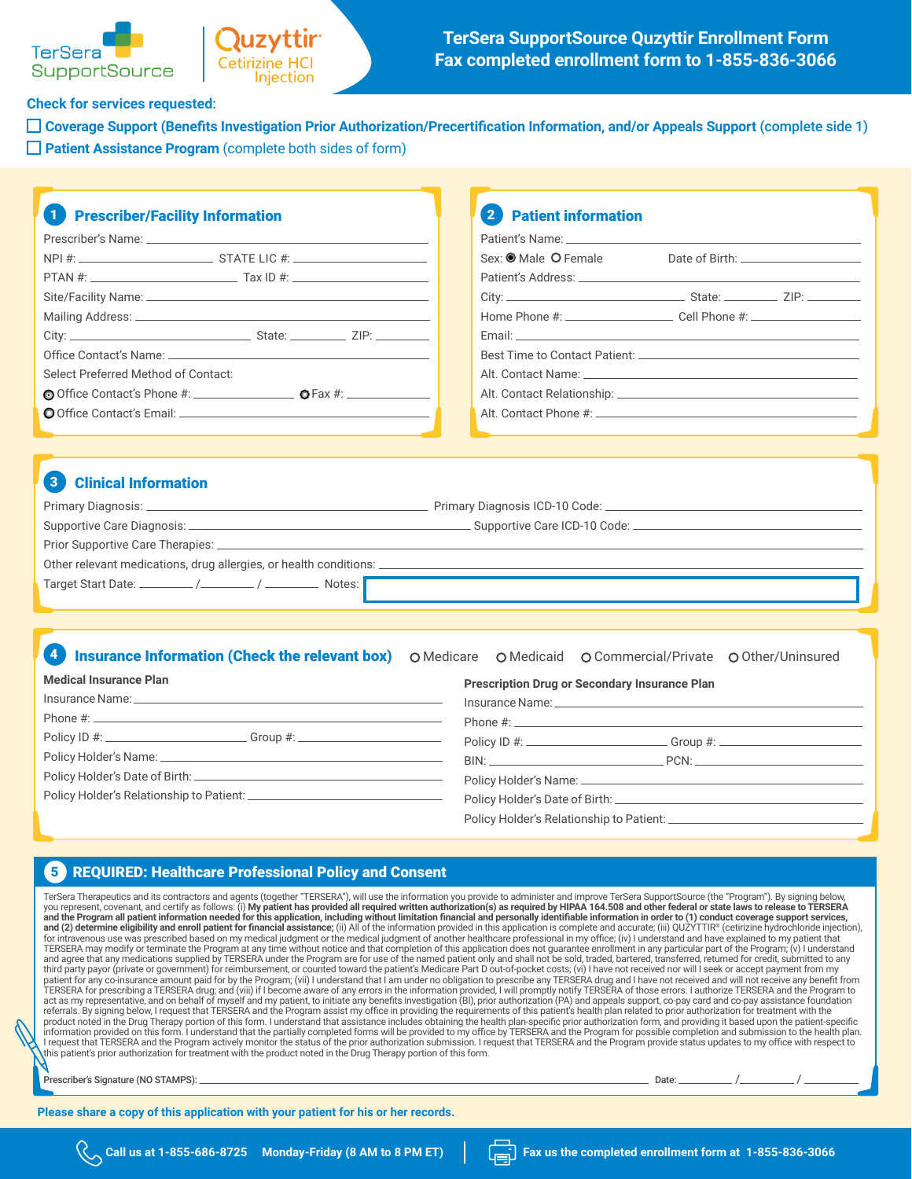# TerSera SupportSource Quzyttir Enrollment Form
## Fax completed enrollment form to 1-855-836-3066

TerSera SupportSource | Quzyttir® Cetirizine HCl Injection

**Check for services requested:**

☐ **Coverage Support (Benefits Investigation Prior Authorization/Precertification Information, and/or Appeals Support** (complete side 1)

☐ **Patient Assistance Program** (complete both sides of form)

## 1 Prescriber/Facility Information

Prescriber's Name: ______________________

NPI #: ______________ STATE LIC #: ______________

PTAN #: ______________ Tax ID #: ______________

Site/Facility Name: ______________________

Mailing Address: ______________________

City: ______________ State: ________ ZIP: ________

Office Contact's Name: ______________________

Select Preferred Method of Contact:

○ Office Contact's Phone #: ______________ ○ Fax #: ______________

○ Office Contact's Email: ______________________

## 2 Patient information

Patient's Name: ______________________

Sex: ○ Male ○ Female Date of Birth: ______________

Patient's Address: ______________________

City: ______________ State: ________ ZIP: ________

Home Phone #: ______________ Cell Phone #: ______________

Email: ______________________

Best Time to Contact Patient: ______________________

Alt. Contact Name: ______________________

Alt. Contact Relationship: ______________________

Alt. Contact Phone #: ______________________

## 3 Clinical Information

Primary Diagnosis: ______________________ Primary Diagnosis ICD-10 Code: ______________

Supportive Care Diagnosis: ______________________ Supportive Care ICD-10 Code: ______________

Prior Supportive Care Therapies: ______________________

Other relevant medications, drug allergies, or health conditions: ______________________

Target Start Date: ______ / ______ / ______ Notes: ______________________

## 4 Insurance Information (Check the relevant box)

○ Medicare ○ Medicaid ○ Commercial/Private ○ Other/Uninsured

**Medical Insurance Plan**

Insurance Name: ______________________

Phone #: ______________________

Policy ID #: ______________ Group #: ______________

Policy Holder's Name: ______________________

Policy Holder's Date of Birth: ______________________

Policy Holder's Relationship to Patient: ______________________

**Prescription Drug or Secondary Insurance Plan**

Insurance Name: ______________________

Phone #: ______________________

Policy ID #: ______________ Group #: ______________

BIN: ______________ PCN: ______________

Policy Holder's Name: ______________________

Policy Holder's Date of Birth: ______________________

Policy Holder's Relationship to Patient: ______________________

## 5 REQUIRED: Healthcare Professional Policy and Consent

TerSera Therapeutics and its contractors and agents (together "TERSERA"), will use the information you provide to administer and improve TerSera SupportSource (the "Program"). By signing below, you represent, covenant, and certify as follows: (i) **My patient has provided all required written authorization(s) as required by HIPAA 164.508 and other federal or state laws to release to TERSERA and the Program all patient information needed for this application, including without limitation financial and personally identifiable information in order to (1) conduct coverage support services, and (2) determine eligibility and enroll patient for financial assistance;** (ii) All of the information provided in this application is complete and accurate; (iii) QUZYTTIR® (cetirizine hydrochloride injection), for intravenous use was prescribed based on my medical judgment or the medical judgment of another healthcare professional in my office; (iv) I understand and have explained to my patient that TERSERA may modify or terminate the Program at any time without notice and that completion of this application does not guarantee enrollment in any particular part of the Program; (v) I understand and agree that any medications supplied by TERSERA under the Program are for use of the named patient only and shall not be sold, traded, bartered, transferred, returned for credit, submitted to any third party payor (private or government) for reimbursement, or counted toward the patient's Medicare Part D out-of-pocket costs; (vi) I have not received nor will I seek or accept payment from my patient for any co-insurance amount paid for by the Program; (vii) I understand that I am under no obligation to prescribe any TERSERA drug and I have not received and will not receive any benefit from TERSERA for prescribing a TERSERA drug; and (viii) if I become aware of any errors in the information provided, I will promptly notify TERSERA of those errors. I authorize TERSERA and the Program to act as my representative, and on behalf of myself and my patient, to initiate any benefits investigation (BI), prior authorization (PA) and appeals support, co-pay card and co-pay assistance foundation referrals. By signing below, I request that TERSERA and the Program assist my office in providing the requirements of this patient's health plan related to prior authorization for treatment with the product noted in the Drug Therapy portion of this form. I understand that assistance includes obtaining the health plan-specific prior authorization form, and providing it based upon the patient-specific information provided on this form. I understand that the partially completed forms will be provided to my office by TERSERA and the Program for possible completion and submission to the health plan. I request that TERSERA and the Program actively monitor the status of the prior authorization submission. I request that TERSERA and the Program provide status updates to my office with respect to this patient's prior authorization for treatment with the product noted in the Drug Therapy portion of this form.

Prescriber's Signature (NO STAMPS): ______________________ Date: ______ / ______ / ______

**Please share a copy of this application with your patient for his or her records.**

**Call us at 1-855-686-8725 Monday-Friday (8 AM to 8 PM ET)** | **Fax us the completed enrollment form at 1-855-836-3066**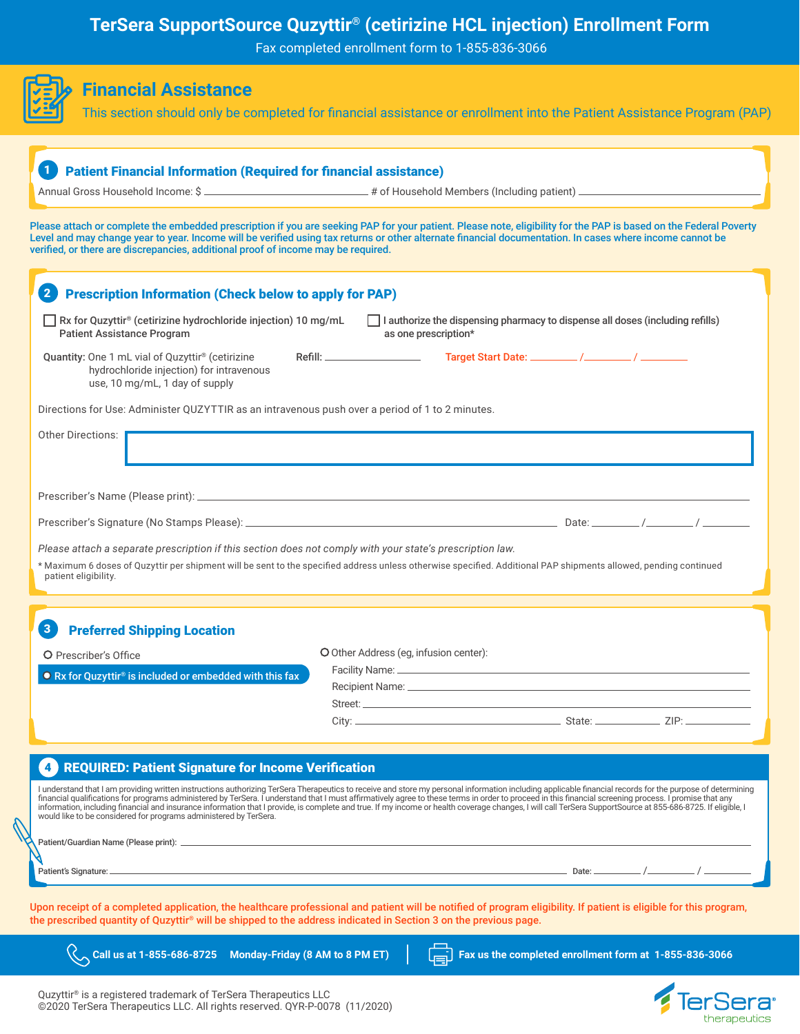# TerSera SupportSource Quzyttir® (cetirizine HCL injection) Enrollment Form

Fax completed enrollment form to 1-855-836-3066

## Financial Assistance

This section should only be completed for financial assistance or enrollment into the Patient Assistance Program (PAP)

### 1 Patient Financial Information (Required for financial assistance)

Annual Gross Household Income: $ ______________________ # of Household Members (Including patient) ______________________

Please attach or complete the embedded prescription if you are seeking PAP for your patient. Please note, eligibility for the PAP is based on the Federal Poverty Level and may change year to year. Income will be verified using tax returns or other alternate financial documentation. In cases where income cannot be verified, or there are discrepancies, additional proof of income may be required.

### 2 Prescription Information (Check below to apply for PAP)

☐ **Rx for Quzyttir® (cetirizine hydrochloride injection) 10 mg/mL Patient Assistance Program**

☐ **I authorize the dispensing pharmacy to dispense all doses (including refills) as one prescription***

**Quantity:** One 1 mL vial of Quzyttir® (cetirizine hydrochloride injection) for intravenous use, 10 mg/mL, 1 day of supply

**Refill:** ______________

**Target Start Date:** ______ / ______ / ______

Directions for Use: Administer QUZYTTIR as an intravenous push over a period of 1 to 2 minutes.

Other Directions: ______________________

Prescriber's Name (Please print): ______________________

Prescriber's Signature (No Stamps Please): ______________________ Date: ______ / ______ / ______

*Please attach a separate prescription if this section does not comply with your state's prescription law.*

\* Maximum 6 doses of Quzyttir per shipment will be sent to the specified address unless otherwise specified. Additional PAP shipments allowed, pending continued patient eligibility.

### 3 Preferred Shipping Location

○ Prescriber's Office

○ **Rx for Quzyttir® is included or embedded with this fax**

○ Other Address (eg, infusion center):

Facility Name: ______________________

Recipient Name: ______________________

Street: ______________________

City: ______________________ State: ______________ ZIP: ______________

### 4 REQUIRED: Patient Signature for Income Verification

I understand that I am providing written instructions authorizing TerSera Therapeutics to receive and store my personal information including applicable financial records for the purpose of determining financial qualifications for programs administered by TerSera. I understand that I must affirmatively agree to these terms in order to proceed in this financial screening process. I promise that any information, including financial and insurance information that I provide, is complete and true. If my income or health coverage changes, I will call TerSera SupportSource at 855-686-8725. If eligible, I would like to be considered for programs administered by TerSera.

Patient/Guardian Name (Please print): ______________________

Patient's Signature: ______________________ Date: ______ / ______ / ______

**Upon receipt of a completed application, the healthcare professional and patient will be notified of program eligibility. If patient is eligible for this program, the prescribed quantity of Quzyttir® will be shipped to the address indicated in Section 3 on the previous page.**

**Call us at 1-855-686-8725 Monday-Friday (8 AM to 8 PM ET)**

**Fax us the completed enrollment form at 1-855-836-3066**

Quzyttir® is a registered trademark of TerSera Therapeutics LLC
©2020 TerSera Therapeutics LLC. All rights reserved. QYR-P-0078 (11/2020)

TerSera® therapeutics